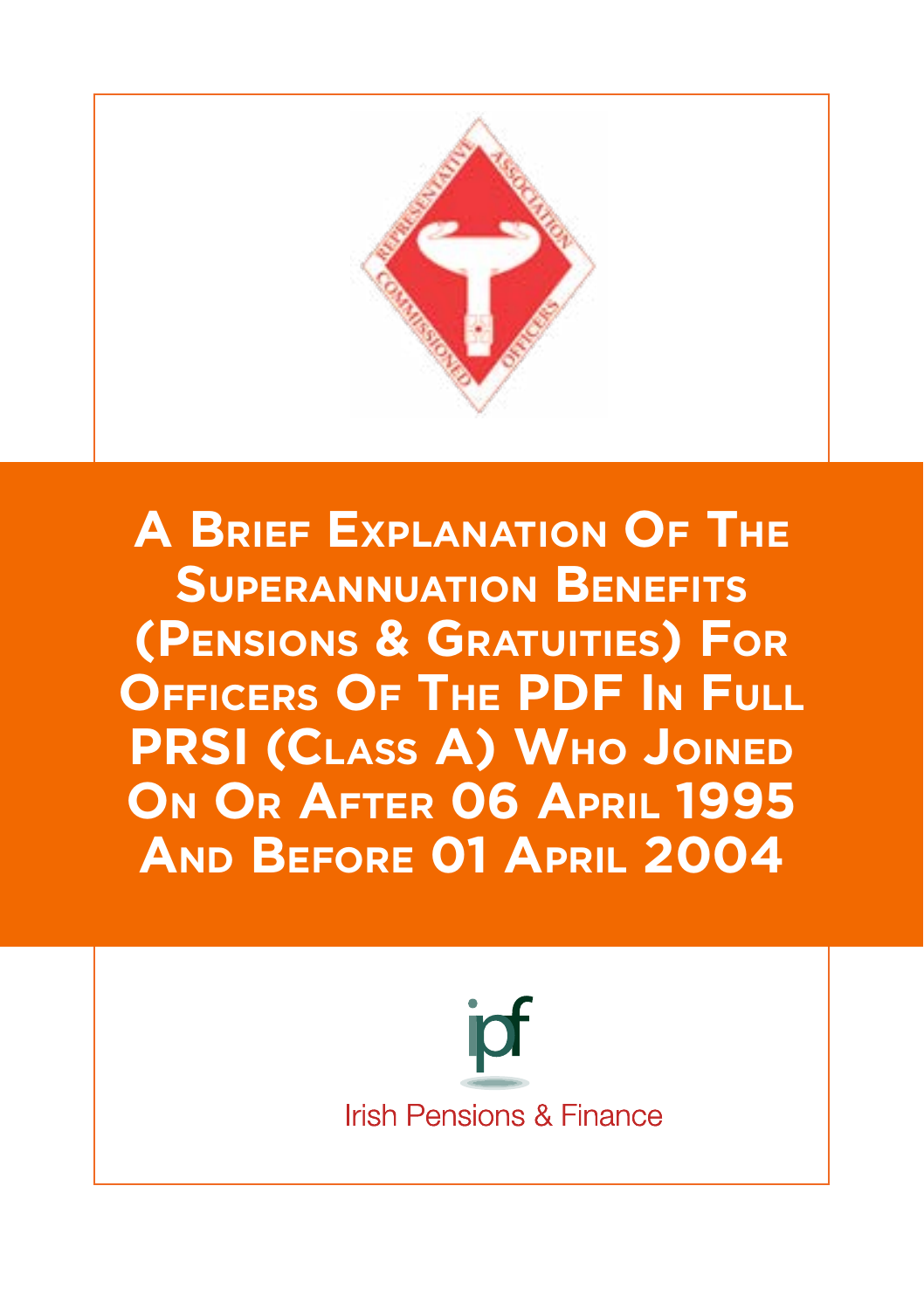# A Brief Explanation Of The Superannuation Benefits (Pensions & Gratuities) For Officers Of The PDF In Full PRSI (Class A) Who Joined On Or After 06 April 1995 And Before 01 April 2004

Irish Pensions & Finance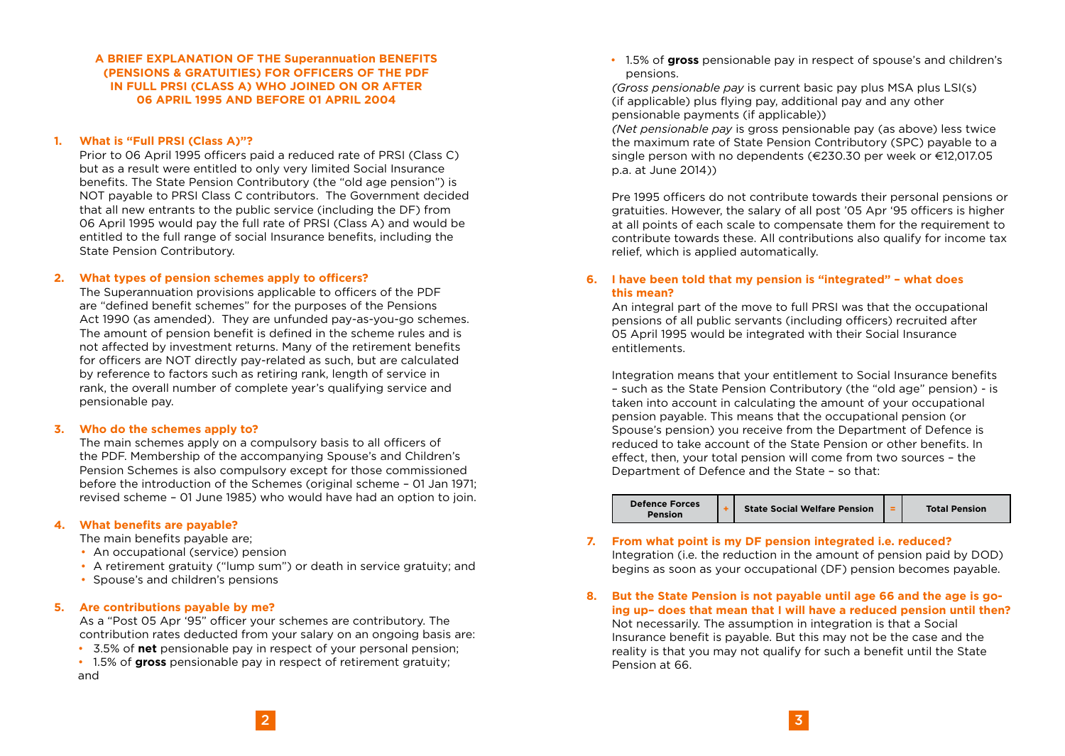## A BRIEF EXPLANATION OF THE Superannuation BENEFITS (PENSIONS & GRATUITIES) FOR OFFICERS OF THE PDF IN FULL PRSI (CLASS A) WHO JOINED ON OR AFTER 06 APRIL 1995 AND BEFORE 01 APRIL 2004

### 1. What is "Full PRSI (Class A)"?

Prior to 06 April 1995 officers paid a reduced rate of PRSI (Class C) but as a result were entitled to only very limited Social Insurance benefits. The State Pension Contributory (the "old age pension") is NOT payable to PRSI Class C contributors. The Government decided that all new entrants to the public service (including the DF) from 06 April 1995 would pay the full rate of PRSI (Class A) and would be entitled to the full range of social Insurance benefits, including the State Pension Contributory.

### 2. What types of pension schemes apply to officers?

The Superannuation provisions applicable to officers of the PDF are "defined benefit schemes" for the purposes of the Pensions Act 1990 (as amended). They are unfunded pay-as-you-go schemes. The amount of pension benefit is defined in the scheme rules and is not affected by investment returns. Many of the retirement benefits for officers are NOT directly pay-related as such, but are calculated by reference to factors such as retiring rank, length of service in rank, the overall number of complete year's qualifying service and pensionable pay.

### 3. Who do the schemes apply to?

The main schemes apply on a compulsory basis to all officers of the PDF. Membership of the accompanying Spouse's and Children's Pension Schemes is also compulsory except for those commissioned before the introduction of the Schemes (original scheme – 01 Jan 1971; revised scheme – 01 June 1985) who would have had an option to join.

### 4. What benefits are payable?

The main benefits payable are;

- An occupational (service) pension
- A retirement gratuity ("lump sum") or death in service gratuity; and
- Spouse's and children's pensions

### 5. Are contributions payable by me?

As a "Post 05 Apr '95" officer your schemes are contributory. The contribution rates deducted from your salary on an ongoing basis are:

- 3.5% of **net** pensionable pay in respect of your personal pension;
- 1.5% of **gross** pensionable pay in respect of retirement gratuity; and
- 1.5% of **gross** pensionable pay in respect of spouse's and children's pensions.

*(Gross pensionable pay* is current basic pay plus MSA plus LSI(s) (if applicable) plus flying pay, additional pay and any other pensionable payments (if applicable))

*(Net pensionable pay* is gross pensionable pay (as above) less twice the maximum rate of State Pension Contributory (SPC) payable to a single person with no dependents (€230.30 per week or €12,017.05 p.a. at June 2014))

Pre 1995 officers do not contribute towards their personal pensions or gratuities. However, the salary of all post '05 Apr '95 officers is higher at all points of each scale to compensate them for the requirement to contribute towards these. All contributions also qualify for income tax relief, which is applied automatically.

### 6. I have been told that my pension is "integrated" – what does this mean?

An integral part of the move to full PRSI was that the occupational pensions of all public servants (including officers) recruited after 05 April 1995 would be integrated with their Social Insurance entitlements.

Integration means that your entitlement to Social Insurance benefits – such as the State Pension Contributory (the "old age" pension) - is taken into account in calculating the amount of your occupational pension payable. This means that the occupational pension (or Spouse's pension) you receive from the Department of Defence is reduced to take account of the State Pension or other benefits. In effect, then, your total pension will come from two sources – the Department of Defence and the State – so that:

| Defence Forces Pension | + | State Social Welfare Pension | = | Total Pension |
|---|---|---|---|---|

### 7. From what point is my DF pension integrated i.e. reduced?

Integration (i.e. the reduction in the amount of pension paid by DOD) begins as soon as your occupational (DF) pension becomes payable.

### 8. But the State Pension is not payable until age 66 and the age is going up– does that mean that I will have a reduced pension until then?

Not necessarily. The assumption in integration is that a Social Insurance benefit is payable. But this may not be the case and the reality is that you may not qualify for such a benefit until the State Pension at 66.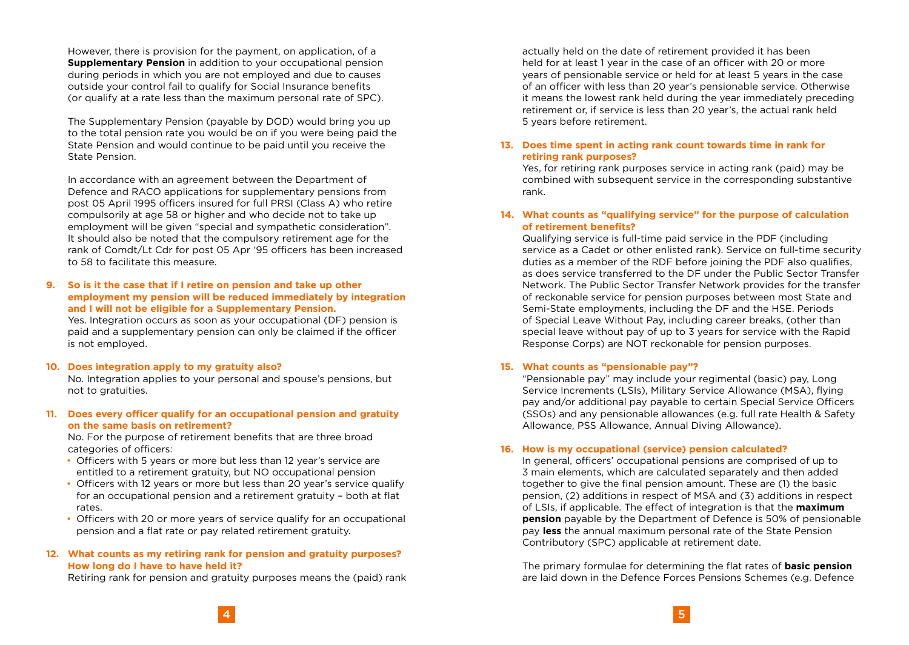However, there is provision for the payment, on application, of a **Supplementary Pension** in addition to your occupational pension during periods in which you are not employed and due to causes outside your control fail to qualify for Social Insurance benefits (or qualify at a rate less than the maximum personal rate of SPC).

The Supplementary Pension (payable by DOD) would bring you up to the total pension rate you would be on if you were being paid the State Pension and would continue to be paid until you receive the State Pension.

In accordance with an agreement between the Department of Defence and RACO applications for supplementary pensions from post 05 April 1995 officers insured for full PRSI (Class A) who retire compulsorily at age 58 or higher and who decide not to take up employment will be given "special and sympathetic consideration". It should also be noted that the compulsory retirement age for the rank of Comdt/Lt Cdr for post 05 Apr '95 officers has been increased to 58 to facilitate this measure.

**9. So is it the case that if I retire on pension and take up other employment my pension will be reduced immediately by integration and I will not be eligible for a Supplementary Pension.**

Yes. Integration occurs as soon as your occupational (DF) pension is paid and a supplementary pension can only be claimed if the officer is not employed.

**10. Does integration apply to my gratuity also?**

No. Integration applies to your personal and spouse's pensions, but not to gratuities.

**11. Does every officer qualify for an occupational pension and gratuity on the same basis on retirement?**

No. For the purpose of retirement benefits that are three broad categories of officers:

- Officers with 5 years or more but less than 12 year's service are entitled to a retirement gratuity, but NO occupational pension
- Officers with 12 years or more but less than 20 year's service qualify for an occupational pension and a retirement gratuity – both at flat rates.
- Officers with 20 or more years of service qualify for an occupational pension and a flat rate or pay related retirement gratuity.

**12. What counts as my retiring rank for pension and gratuity purposes? How long do I have to have held it?**

Retiring rank for pension and gratuity purposes means the (paid) rank actually held on the date of retirement provided it has been held for at least 1 year in the case of an officer with 20 or more years of pensionable service or held for at least 5 years in the case of an officer with less than 20 year's pensionable service. Otherwise it means the lowest rank held during the year immediately preceding retirement or, if service is less than 20 year's, the actual rank held 5 years before retirement.

**13. Does time spent in acting rank count towards time in rank for retiring rank purposes?**

Yes, for retiring rank purposes service in acting rank (paid) may be combined with subsequent service in the corresponding substantive rank.

**14. What counts as "qualifying service" for the purpose of calculation of retirement benefits?**

Qualifying service is full-time paid service in the PDF (including service as a Cadet or other enlisted rank). Service on full-time security duties as a member of the RDF before joining the PDF also qualifies, as does service transferred to the DF under the Public Sector Transfer Network. The Public Sector Transfer Network provides for the transfer of reckonable service for pension purposes between most State and Semi-State employments, including the DF and the HSE. Periods of Special Leave Without Pay, including career breaks, (other than special leave without pay of up to 3 years for service with the Rapid Response Corps) are NOT reckonable for pension purposes.

**15. What counts as "pensionable pay"?**

"Pensionable pay" may include your regimental (basic) pay, Long Service Increments (LSIs), Military Service Allowance (MSA), flying pay and/or additional pay payable to certain Special Service Officers (SSOs) and any pensionable allowances (e.g. full rate Health & Safety Allowance, PSS Allowance, Annual Diving Allowance).

**16. How is my occupational (service) pension calculated?**

In general, officers' occupational pensions are comprised of up to 3 main elements, which are calculated separately and then added together to give the final pension amount. These are (1) the basic pension, (2) additions in respect of MSA and (3) additions in respect of LSIs, if applicable. The effect of integration is that the **maximum pension** payable by the Department of Defence is 50% of pensionable pay **less** the annual maximum personal rate of the State Pension Contributory (SPC) applicable at retirement date.

The primary formulae for determining the flat rates of **basic pension** are laid down in the Defence Forces Pensions Schemes (e.g. Defence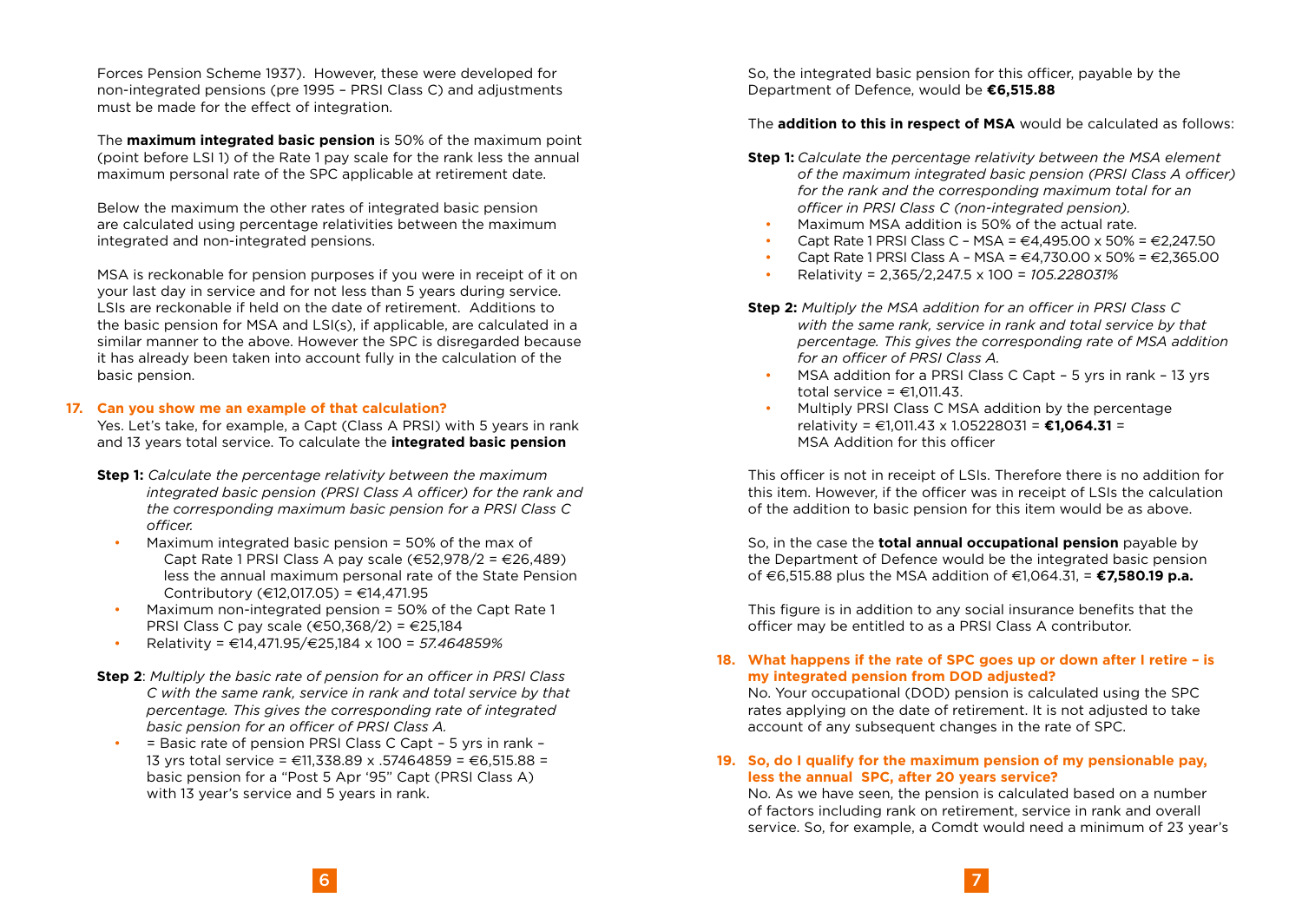Forces Pension Scheme 1937). However, these were developed for non-integrated pensions (pre 1995 – PRSI Class C) and adjustments must be made for the effect of integration.

The **maximum integrated basic pension** is 50% of the maximum point (point before LSI 1) of the Rate 1 pay scale for the rank less the annual maximum personal rate of the SPC applicable at retirement date.

Below the maximum the other rates of integrated basic pension are calculated using percentage relativities between the maximum integrated and non-integrated pensions.

MSA is reckonable for pension purposes if you were in receipt of it on your last day in service and for not less than 5 years during service. LSIs are reckonable if held on the date of retirement. Additions to the basic pension for MSA and LSI(s), if applicable, are calculated in a similar manner to the above. However the SPC is disregarded because it has already been taken into account fully in the calculation of the basic pension.

### 17. Can you show me an example of that calculation?

Yes. Let's take, for example, a Capt (Class A PRSI) with 5 years in rank and 13 years total service. To calculate the **integrated basic pension**

**Step 1:** *Calculate the percentage relativity between the maximum integrated basic pension (PRSI Class A officer) for the rank and the corresponding maximum basic pension for a PRSI Class C officer.*

- Maximum integrated basic pension = 50% of the max of Capt Rate 1 PRSI Class A pay scale (€52,978/2 = €26,489) less the annual maximum personal rate of the State Pension Contributory (€12,017.05) = €14,471.95
- Maximum non-integrated pension = 50% of the Capt Rate 1 PRSI Class C pay scale (€50,368/2) = €25,184
- Relativity = €14,471.95/€25,184 x 100 = *57.464859%*

**Step 2**: *Multiply the basic rate of pension for an officer in PRSI Class C with the same rank, service in rank and total service by that percentage. This gives the corresponding rate of integrated basic pension for an officer of PRSI Class A.*

- = Basic rate of pension PRSI Class C Capt – 5 yrs in rank – 13 yrs total service = €11,338.89 x .57464859 = €6,515.88 = basic pension for a "Post 5 Apr '95" Capt (PRSI Class A) with 13 year's service and 5 years in rank.

So, the integrated basic pension for this officer, payable by the Department of Defence, would be **€6,515.88**

The **addition to this in respect of MSA** would be calculated as follows:

**Step 1:** *Calculate the percentage relativity between the MSA element of the maximum integrated basic pension (PRSI Class A officer) for the rank and the corresponding maximum total for an officer in PRSI Class C (non-integrated pension).*

- Maximum MSA addition is 50% of the actual rate.
- Capt Rate 1 PRSI Class C – MSA = €4,495.00 x 50% = €2,247.50
- Capt Rate 1 PRSI Class A – MSA = €4,730.00 x 50% = €2,365.00
- Relativity = 2,365/2,247.5 x 100 = *105.228031%*

**Step 2:** *Multiply the MSA addition for an officer in PRSI Class C with the same rank, service in rank and total service by that percentage. This gives the corresponding rate of MSA addition for an officer of PRSI Class A.*

- MSA addition for a PRSI Class C Capt – 5 yrs in rank – 13 yrs total service = €1,011.43.
- Multiply PRSI Class C MSA addition by the percentage relativity = €1,011.43 x 1.05228031 = **€1,064.31** = MSA Addition for this officer

This officer is not in receipt of LSIs. Therefore there is no addition for this item. However, if the officer was in receipt of LSIs the calculation of the addition to basic pension for this item would be as above.

So, in the case the **total annual occupational pension** payable by the Department of Defence would be the integrated basic pension of €6,515.88 plus the MSA addition of €1,064.31, = **€7,580.19 p.a.**

This figure is in addition to any social insurance benefits that the officer may be entitled to as a PRSI Class A contributor.

### 18. What happens if the rate of SPC goes up or down after I retire – is my integrated pension from DOD adjusted?

No. Your occupational (DOD) pension is calculated using the SPC rates applying on the date of retirement. It is not adjusted to take account of any subsequent changes in the rate of SPC.

### 19. So, do I qualify for the maximum pension of my pensionable pay, less the annual SPC, after 20 years service?

No. As we have seen, the pension is calculated based on a number of factors including rank on retirement, service in rank and overall service. So, for example, a Comdt would need a minimum of 23 year's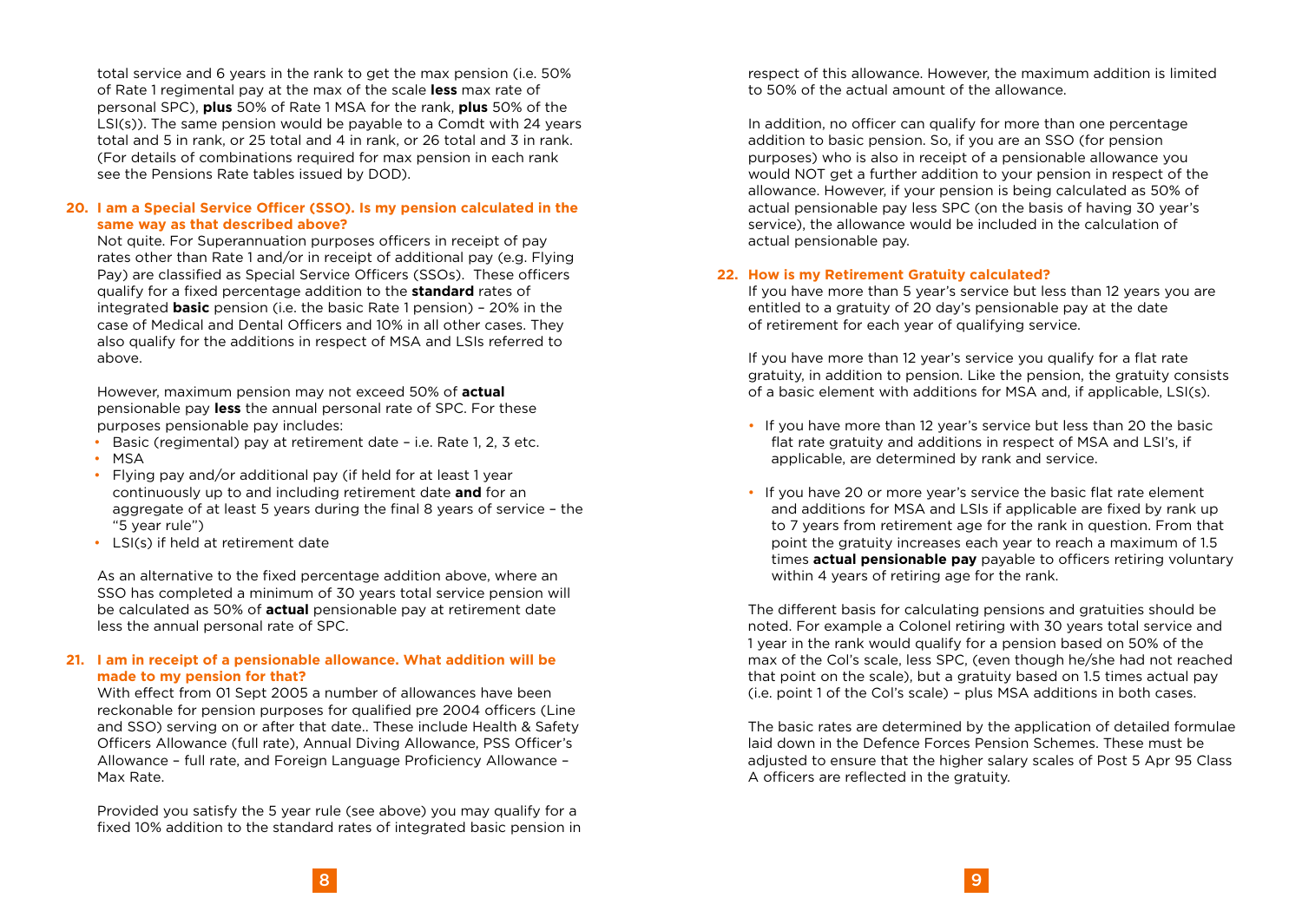total service and 6 years in the rank to get the max pension (i.e. 50% of Rate 1 regimental pay at the max of the scale **less** max rate of personal SPC), **plus** 50% of Rate 1 MSA for the rank, **plus** 50% of the LSI(s)). The same pension would be payable to a Comdt with 24 years total and 5 in rank, or 25 total and 4 in rank, or 26 total and 3 in rank. (For details of combinations required for max pension in each rank see the Pensions Rate tables issued by DOD).

**20. I am a Special Service Officer (SSO). Is my pension calculated in the same way as that described above?**

Not quite. For Superannuation purposes officers in receipt of pay rates other than Rate 1 and/or in receipt of additional pay (e.g. Flying Pay) are classified as Special Service Officers (SSOs). These officers qualify for a fixed percentage addition to the **standard** rates of integrated **basic** pension (i.e. the basic Rate 1 pension) – 20% in the case of Medical and Dental Officers and 10% in all other cases. They also qualify for the additions in respect of MSA and LSIs referred to above.

However, maximum pension may not exceed 50% of **actual** pensionable pay **less** the annual personal rate of SPC. For these purposes pensionable pay includes:

- Basic (regimental) pay at retirement date – i.e. Rate 1, 2, 3 etc.
- MSA
- Flying pay and/or additional pay (if held for at least 1 year continuously up to and including retirement date **and** for an aggregate of at least 5 years during the final 8 years of service – the "5 year rule")
- LSI(s) if held at retirement date

As an alternative to the fixed percentage addition above, where an SSO has completed a minimum of 30 years total service pension will be calculated as 50% of **actual** pensionable pay at retirement date less the annual personal rate of SPC.

**21. I am in receipt of a pensionable allowance. What addition will be made to my pension for that?**

With effect from 01 Sept 2005 a number of allowances have been reckonable for pension purposes for qualified pre 2004 officers (Line and SSO) serving on or after that date.. These include Health & Safety Officers Allowance (full rate), Annual Diving Allowance, PSS Officer's Allowance – full rate, and Foreign Language Proficiency Allowance – Max Rate.

Provided you satisfy the 5 year rule (see above) you may qualify for a fixed 10% addition to the standard rates of integrated basic pension in respect of this allowance. However, the maximum addition is limited to 50% of the actual amount of the allowance.

In addition, no officer can qualify for more than one percentage addition to basic pension. So, if you are an SSO (for pension purposes) who is also in receipt of a pensionable allowance you would NOT get a further addition to your pension in respect of the allowance. However, if your pension is being calculated as 50% of actual pensionable pay less SPC (on the basis of having 30 year's service), the allowance would be included in the calculation of actual pensionable pay.

**22. How is my Retirement Gratuity calculated?**

If you have more than 5 year's service but less than 12 years you are entitled to a gratuity of 20 day's pensionable pay at the date of retirement for each year of qualifying service.

If you have more than 12 year's service you qualify for a flat rate gratuity, in addition to pension. Like the pension, the gratuity consists of a basic element with additions for MSA and, if applicable, LSI(s).

- If you have more than 12 year's service but less than 20 the basic flat rate gratuity and additions in respect of MSA and LSI's, if applicable, are determined by rank and service.

- If you have 20 or more year's service the basic flat rate element and additions for MSA and LSIs if applicable are fixed by rank up to 7 years from retirement age for the rank in question. From that point the gratuity increases each year to reach a maximum of 1.5 times **actual pensionable pay** payable to officers retiring voluntary within 4 years of retiring age for the rank.

The different basis for calculating pensions and gratuities should be noted. For example a Colonel retiring with 30 years total service and 1 year in the rank would qualify for a pension based on 50% of the max of the Col's scale, less SPC, (even though he/she had not reached that point on the scale), but a gratuity based on 1.5 times actual pay (i.e. point 1 of the Col's scale) – plus MSA additions in both cases.

The basic rates are determined by the application of detailed formulae laid down in the Defence Forces Pension Schemes. These must be adjusted to ensure that the higher salary scales of Post 5 Apr 95 Class A officers are reflected in the gratuity.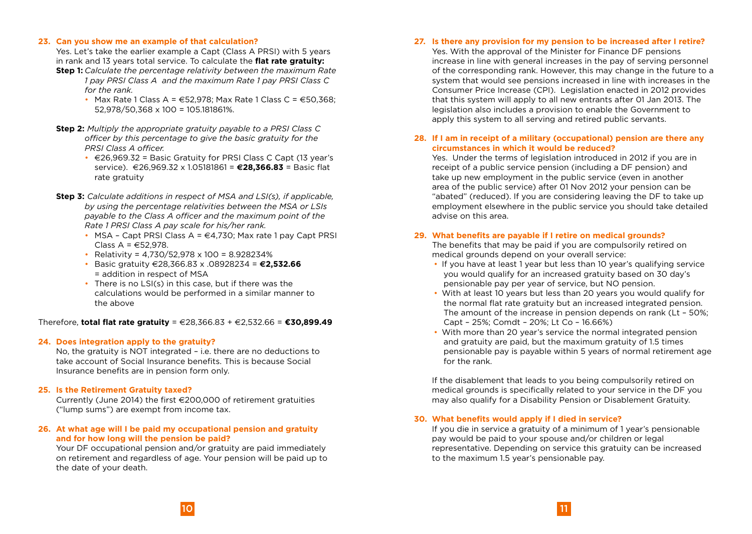**23. Can you show me an example of that calculation?**

Yes. Let's take the earlier example a Capt (Class A PRSI) with 5 years in rank and 13 years total service. To calculate the **flat rate gratuity:**

**Step 1:** *Calculate the percentage relativity between the maximum Rate 1 pay PRSI Class A and the maximum Rate 1 pay PRSI Class C for the rank.*

- Max Rate 1 Class A = €52,978; Max Rate 1 Class C = €50,368; 52,978/50,368 x 100 = 105.181861%.

**Step 2:** *Multiply the appropriate gratuity payable to a PRSI Class C officer by this percentage to give the basic gratuity for the PRSI Class A officer.*

- €26,969.32 = Basic Gratuity for PRSI Class C Capt (13 year's service). €26,969.32 x 1.05181861 = **€28,366.83** = Basic flat rate gratuity

**Step 3:** *Calculate additions in respect of MSA and LSI(s), if applicable, by using the percentage relativities between the MSA or LSIs payable to the Class A officer and the maximum point of the Rate 1 PRSI Class A pay scale for his/her rank.*

- MSA – Capt PRSI Class A = €4,730; Max rate 1 pay Capt PRSI Class A = €52,978.
- Relativity = 4,730/52,978 x 100 = 8.928234%
- Basic gratuity €28,366.83 x .08928234 = **€2,532.66** = addition in respect of MSA
- There is no LSI(s) in this case, but if there was the calculations would be performed in a similar manner to the above

Therefore, **total flat rate gratuity** = €28,366.83 + €2,532.66 = **€30,899.49**

**24. Does integration apply to the gratuity?**

No, the gratuity is NOT integrated – i.e. there are no deductions to take account of Social Insurance benefits. This is because Social Insurance benefits are in pension form only.

**25. Is the Retirement Gratuity taxed?**

Currently (June 2014) the first €200,000 of retirement gratuities ("lump sums") are exempt from income tax.

**26. At what age will I be paid my occupational pension and gratuity and for how long will the pension be paid?**

Your DF occupational pension and/or gratuity are paid immediately on retirement and regardless of age. Your pension will be paid up to the date of your death.

**27. Is there any provision for my pension to be increased after I retire?**

Yes. With the approval of the Minister for Finance DF pensions increase in line with general increases in the pay of serving personnel of the corresponding rank. However, this may change in the future to a system that would see pensions increased in line with increases in the Consumer Price Increase (CPI). Legislation enacted in 2012 provides that this system will apply to all new entrants after 01 Jan 2013. The legislation also includes a provision to enable the Government to apply this system to all serving and retired public servants.

**28. If I am in receipt of a military (occupational) pension are there any circumstances in which it would be reduced?**

Yes. Under the terms of legislation introduced in 2012 if you are in receipt of a public service pension (including a DF pension) and take up new employment in the public service (even in another area of the public service) after 01 Nov 2012 your pension can be "abated" (reduced). If you are considering leaving the DF to take up employment elsewhere in the public service you should take detailed advise on this area.

**29. What benefits are payable if I retire on medical grounds?**

The benefits that may be paid if you are compulsorily retired on medical grounds depend on your overall service:

- If you have at least 1 year but less than 10 year's qualifying service you would qualify for an increased gratuity based on 30 day's pensionable pay per year of service, but NO pension.
- With at least 10 years but less than 20 years you would qualify for the normal flat rate gratuity but an increased integrated pension. The amount of the increase in pension depends on rank (Lt – 50%; Capt – 25%; Comdt – 20%; Lt Co – 16.66%)
- With more than 20 year's service the normal integrated pension and gratuity are paid, but the maximum gratuity of 1.5 times pensionable pay is payable within 5 years of normal retirement age for the rank.

If the disablement that leads to you being compulsorily retired on medical grounds is specifically related to your service in the DF you may also qualify for a Disability Pension or Disablement Gratuity.

**30. What benefits would apply if I died in service?**

If you die in service a gratuity of a minimum of 1 year's pensionable pay would be paid to your spouse and/or children or legal representative. Depending on service this gratuity can be increased to the maximum 1.5 year's pensionable pay.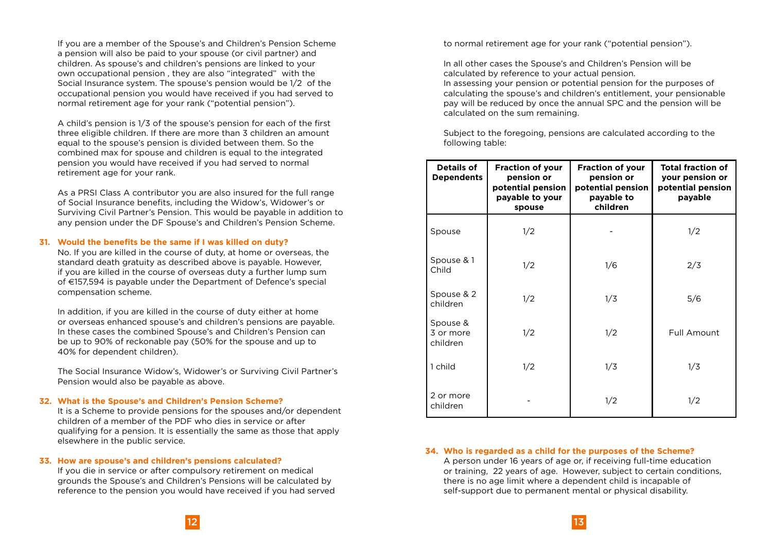If you are a member of the Spouse's and Children's Pension Scheme a pension will also be paid to your spouse (or civil partner) and children. As spouse's and children's pensions are linked to your own occupational pension , they are also "integrated" with the Social Insurance system. The spouse's pension would be 1/2 of the occupational pension you would have received if you had served to normal retirement age for your rank ("potential pension").

A child's pension is 1/3 of the spouse's pension for each of the first three eligible children. If there are more than 3 children an amount equal to the spouse's pension is divided between them. So the combined max for spouse and children is equal to the integrated pension you would have received if you had served to normal retirement age for your rank.

As a PRSI Class A contributor you are also insured for the full range of Social Insurance benefits, including the Widow's, Widower's or Surviving Civil Partner's Pension. This would be payable in addition to any pension under the DF Spouse's and Children's Pension Scheme.

### 31. Would the benefits be the same if I was killed on duty?

No. If you are killed in the course of duty, at home or overseas, the standard death gratuity as described above is payable. However, if you are killed in the course of overseas duty a further lump sum of €157,594 is payable under the Department of Defence's special compensation scheme.

In addition, if you are killed in the course of duty either at home or overseas enhanced spouse's and children's pensions are payable. In these cases the combined Spouse's and Children's Pension can be up to 90% of reckonable pay (50% for the spouse and up to 40% for dependent children).

The Social Insurance Widow's, Widower's or Surviving Civil Partner's Pension would also be payable as above.

### 32. What is the Spouse's and Children's Pension Scheme?

It is a Scheme to provide pensions for the spouses and/or dependent children of a member of the PDF who dies in service or after qualifying for a pension. It is essentially the same as those that apply elsewhere in the public service.

### 33. How are spouse's and children's pensions calculated?

If you die in service or after compulsory retirement on medical grounds the Spouse's and Children's Pensions will be calculated by reference to the pension you would have received if you had served to normal retirement age for your rank ("potential pension").

In all other cases the Spouse's and Children's Pension will be calculated by reference to your actual pension.
In assessing your pension or potential pension for the purposes of calculating the spouse's and children's entitlement, your pensionable pay will be reduced by once the annual SPC and the pension will be calculated on the sum remaining.

Subject to the foregoing, pensions are calculated according to the following table:

| Details of Dependents | Fraction of your pension or potential pension payable to your spouse | Fraction of your pension or potential pension payable to children | Total fraction of your pension or potential pension payable |
|---|---|---|---|
| Spouse | 1/2 | - | 1/2 |
| Spouse & 1 Child | 1/2 | 1/6 | 2/3 |
| Spouse & 2 children | 1/2 | 1/3 | 5/6 |
| Spouse & 3 or more children | 1/2 | 1/2 | Full Amount |
| 1 child | 1/2 | 1/3 | 1/3 |
| 2 or more children | - | 1/2 | 1/2 |

### 34. Who is regarded as a child for the purposes of the Scheme?

A person under 16 years of age or, if receiving full-time education or training, 22 years of age. However, subject to certain conditions, there is no age limit where a dependent child is incapable of self-support due to permanent mental or physical disability.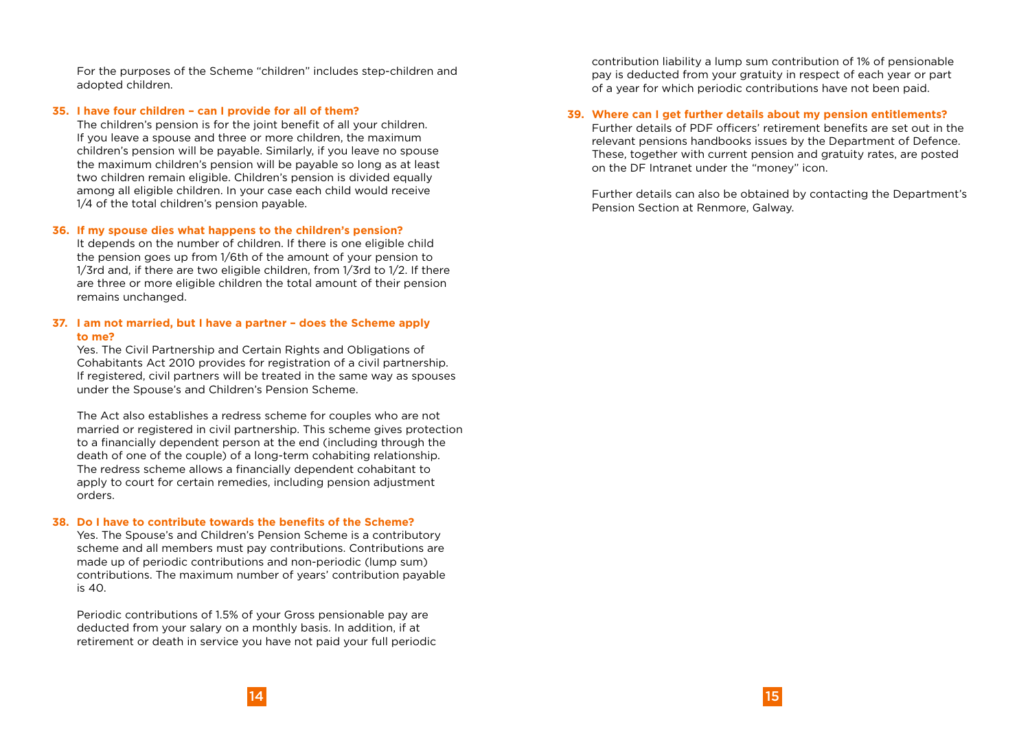For the purposes of the Scheme "children" includes step-children and adopted children.

**35. I have four children – can I provide for all of them?**

The children's pension is for the joint benefit of all your children. If you leave a spouse and three or more children, the maximum children's pension will be payable. Similarly, if you leave no spouse the maximum children's pension will be payable so long as at least two children remain eligible. Children's pension is divided equally among all eligible children. In your case each child would receive 1/4 of the total children's pension payable.

**36. If my spouse dies what happens to the children's pension?**

It depends on the number of children. If there is one eligible child the pension goes up from 1/6th of the amount of your pension to 1/3rd and, if there are two eligible children, from 1/3rd to 1/2. If there are three or more eligible children the total amount of their pension remains unchanged.

**37. I am not married, but I have a partner – does the Scheme apply to me?**

Yes. The Civil Partnership and Certain Rights and Obligations of Cohabitants Act 2010 provides for registration of a civil partnership. If registered, civil partners will be treated in the same way as spouses under the Spouse's and Children's Pension Scheme.

The Act also establishes a redress scheme for couples who are not married or registered in civil partnership. This scheme gives protection to a financially dependent person at the end (including through the death of one of the couple) of a long-term cohabiting relationship. The redress scheme allows a financially dependent cohabitant to apply to court for certain remedies, including pension adjustment orders.

**38. Do I have to contribute towards the benefits of the Scheme?**

Yes. The Spouse's and Children's Pension Scheme is a contributory scheme and all members must pay contributions. Contributions are made up of periodic contributions and non-periodic (lump sum) contributions. The maximum number of years' contribution payable is 40.

Periodic contributions of 1.5% of your Gross pensionable pay are deducted from your salary on a monthly basis. In addition, if at retirement or death in service you have not paid your full periodic contribution liability a lump sum contribution of 1% of pensionable pay is deducted from your gratuity in respect of each year or part of a year for which periodic contributions have not been paid.

**39. Where can I get further details about my pension entitlements?**

Further details of PDF officers' retirement benefits are set out in the relevant pensions handbooks issues by the Department of Defence. These, together with current pension and gratuity rates, are posted on the DF Intranet under the "money" icon.

Further details can also be obtained by contacting the Department's Pension Section at Renmore, Galway.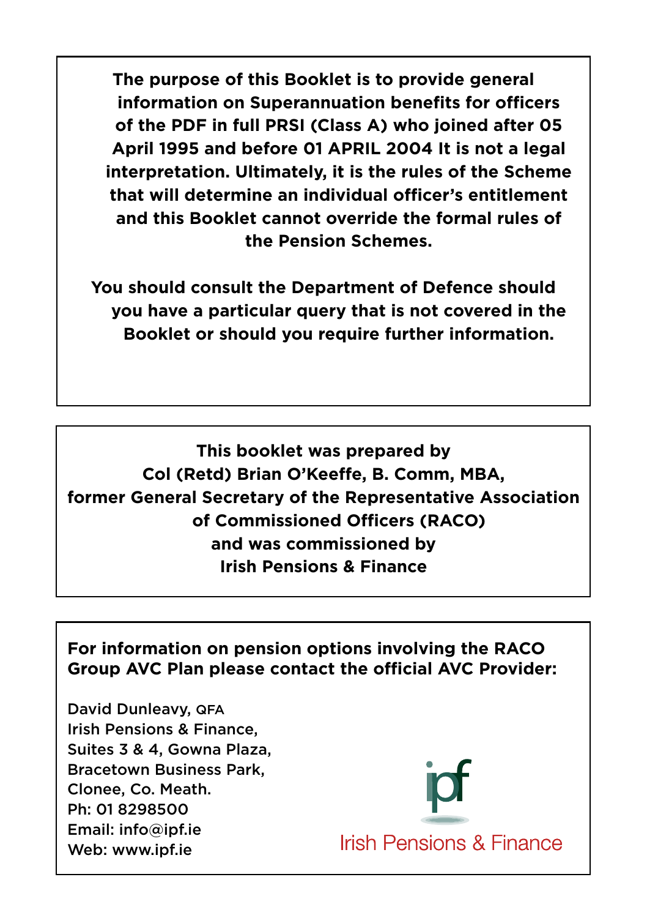**The purpose of this Booklet is to provide general information on Superannuation benefits for officers of the PDF in full PRSI (Class A) who joined after 05 April 1995 and before 01 APRIL 2004 It is not a legal interpretation. Ultimately, it is the rules of the Scheme that will determine an individual officer's entitlement and this Booklet cannot override the formal rules of the Pension Schemes.**

**You should consult the Department of Defence should you have a particular query that is not covered in the Booklet or should you require further information.**

**This booklet was prepared by**
**Col (Retd) Brian O'Keeffe, B. Comm, MBA,**
**former General Secretary of the Representative Association of Commissioned Officers (RACO)**
**and was commissioned by**
**Irish Pensions & Finance**

**For information on pension options involving the RACO Group AVC Plan please contact the official AVC Provider:**

David Dunleavy, QFA
Irish Pensions & Finance,
Suites 3 & 4, Gowna Plaza,
Bracetown Business Park,
Clonee, Co. Meath.
Ph: 01 8298500
Email: info@ipf.ie
Web: www.ipf.ie

ipf
Irish Pensions & Finance